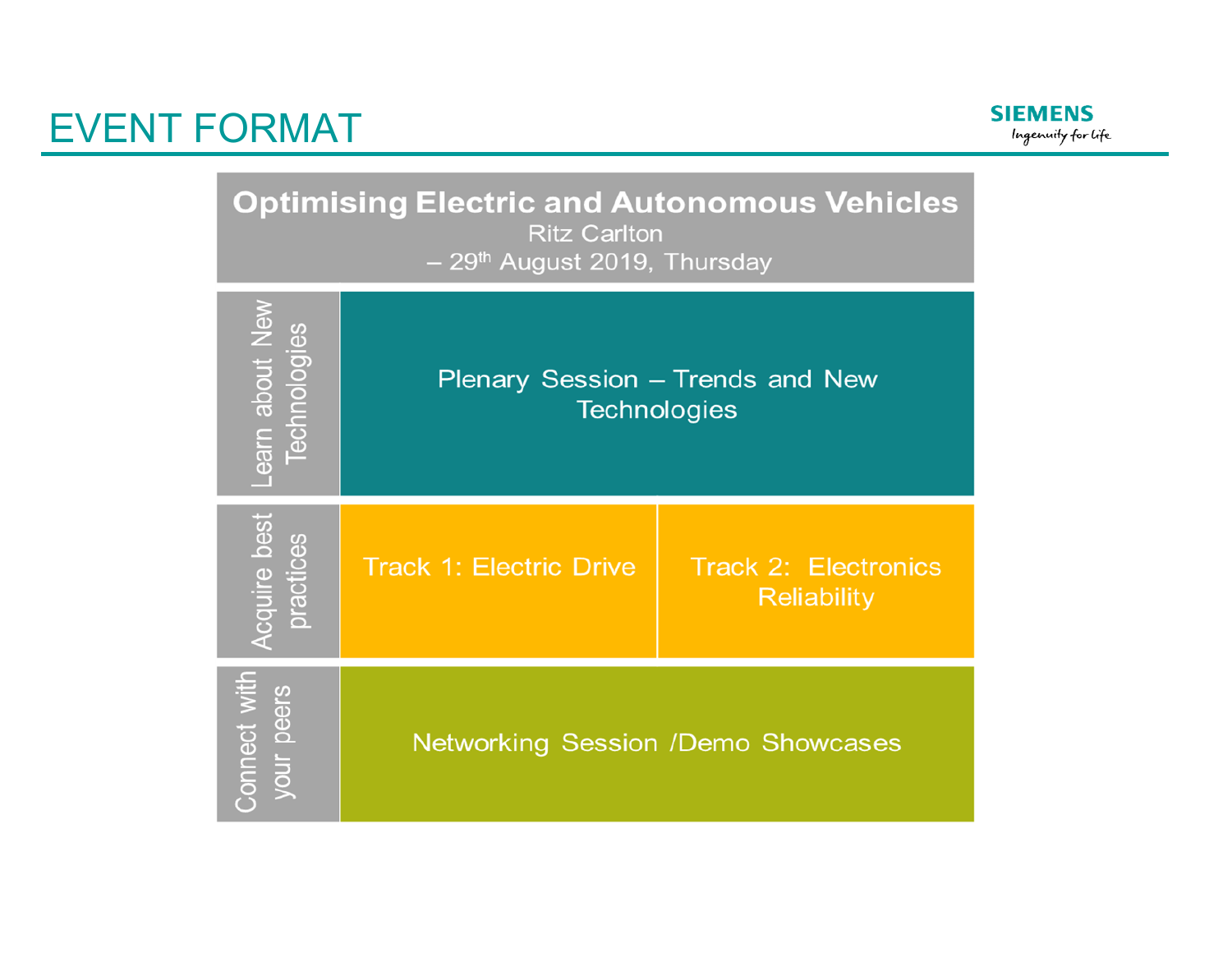# EVENT FORMAT

SIEMENS
*Ingenuity for life*

| Optimising Electric and Autonomous Vehicles<br>Ritz Carlton<br>– 29th August 2019, Thursday | | |
|---|---|---|
| Learn about New Technologies | Plenary Session – Trends and New Technologies | |
| Acquire best practices | Track 1: Electric Drive | Track 2: Electronics Reliability |
| Connect with your peers | Networking Session /Demo Showcases | |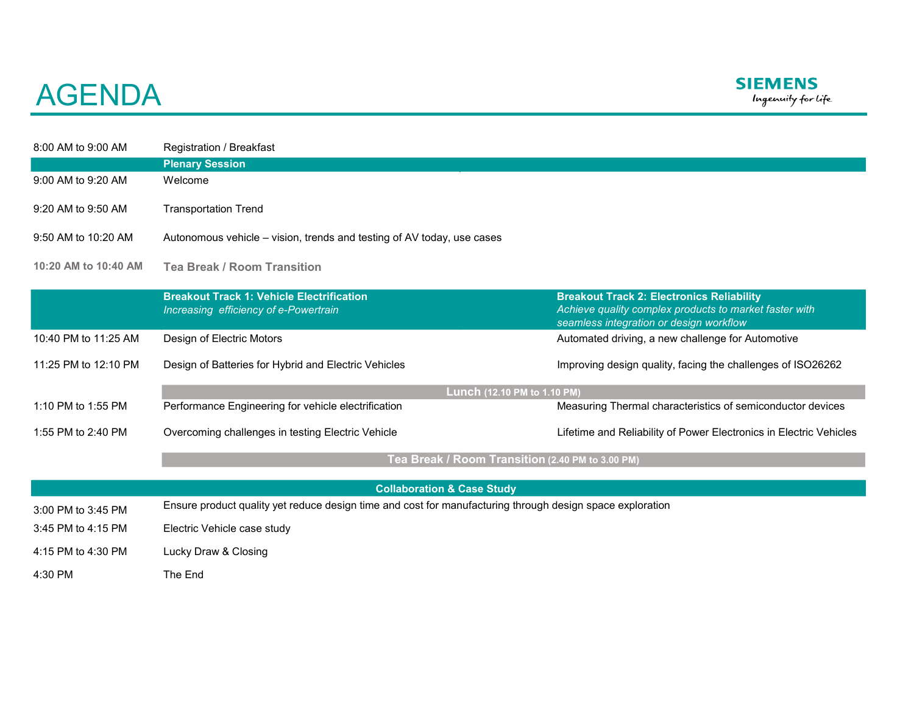# AGENDA

| | | |
|---|---|---|
| 8:00 AM to 9:00 AM | Registration / Breakfast | |
| | **Plenary Session** | |
| 9:00 AM to 9:20 AM | Welcome | |
| 9:20 AM to 9:50 AM | Transportation Trend | |
| 9:50 AM to 10:20 AM | Autonomous vehicle – vision, trends and testing of AV today, use cases | |
| **10:20 AM to 10:40 AM** | **Tea Break / Room Transition** | |
| | **Breakout Track 1: Vehicle Electrification** *Increasing efficiency of e-Powertrain* | **Breakout Track 2: Electronics Reliability** *Achieve quality complex products to market faster with seamless integration or design workflow* |
| 10:40 PM to 11:25 AM | Design of Electric Motors | Automated driving, a new challenge for Automotive |
| 11:25 PM to 12:10 PM | Design of Batteries for Hybrid and Electric Vehicles | Improving design quality, facing the challenges of ISO26262 |
| | **Lunch (12.10 PM to 1.10 PM)** | |
| 1:10 PM to 1:55 PM | Performance Engineering for vehicle electrification | Measuring Thermal characteristics of semiconductor devices |
| 1:55 PM to 2:40 PM | Overcoming challenges in testing Electric Vehicle | Lifetime and Reliability of Power Electronics in Electric Vehicles |
| | **Tea Break / Room Transition (2.40 PM to 3.00 PM)** | |
| | **Collaboration & Case Study** | |
| 3:00 PM to 3:45 PM | Ensure product quality yet reduce design time and cost for manufacturing through design space exploration | |
| 3:45 PM to 4:15 PM | Electric Vehicle case study | |
| 4:15 PM to 4:30 PM | Lucky Draw & Closing | |
| 4:30 PM | The End | |